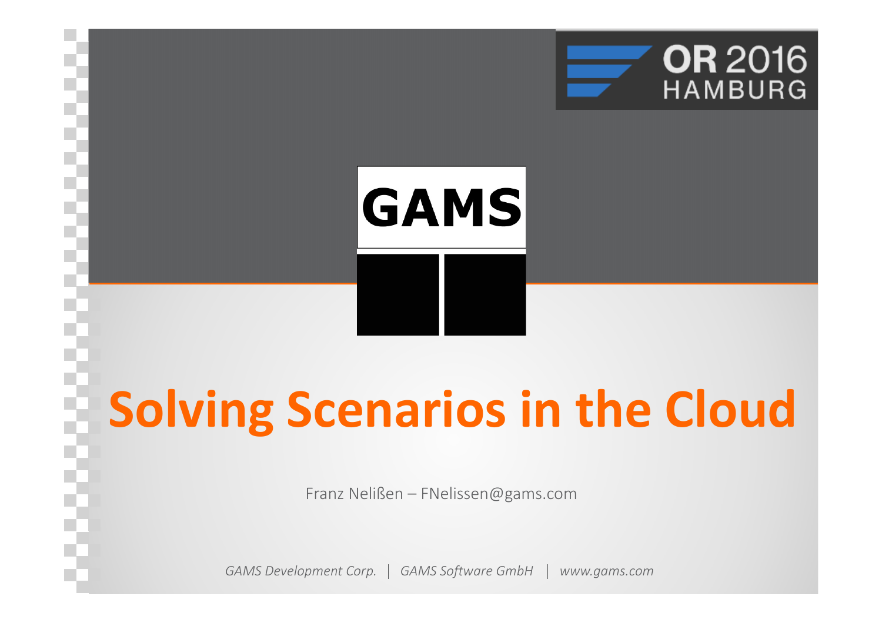OR 2016 HAMBURG

GAMS

# Solving Scenarios in the Cloud

Franz Nelißen – FNelissen@gams.com

*GAMS Development Corp. | GAMS Software GmbH | www.gams.com*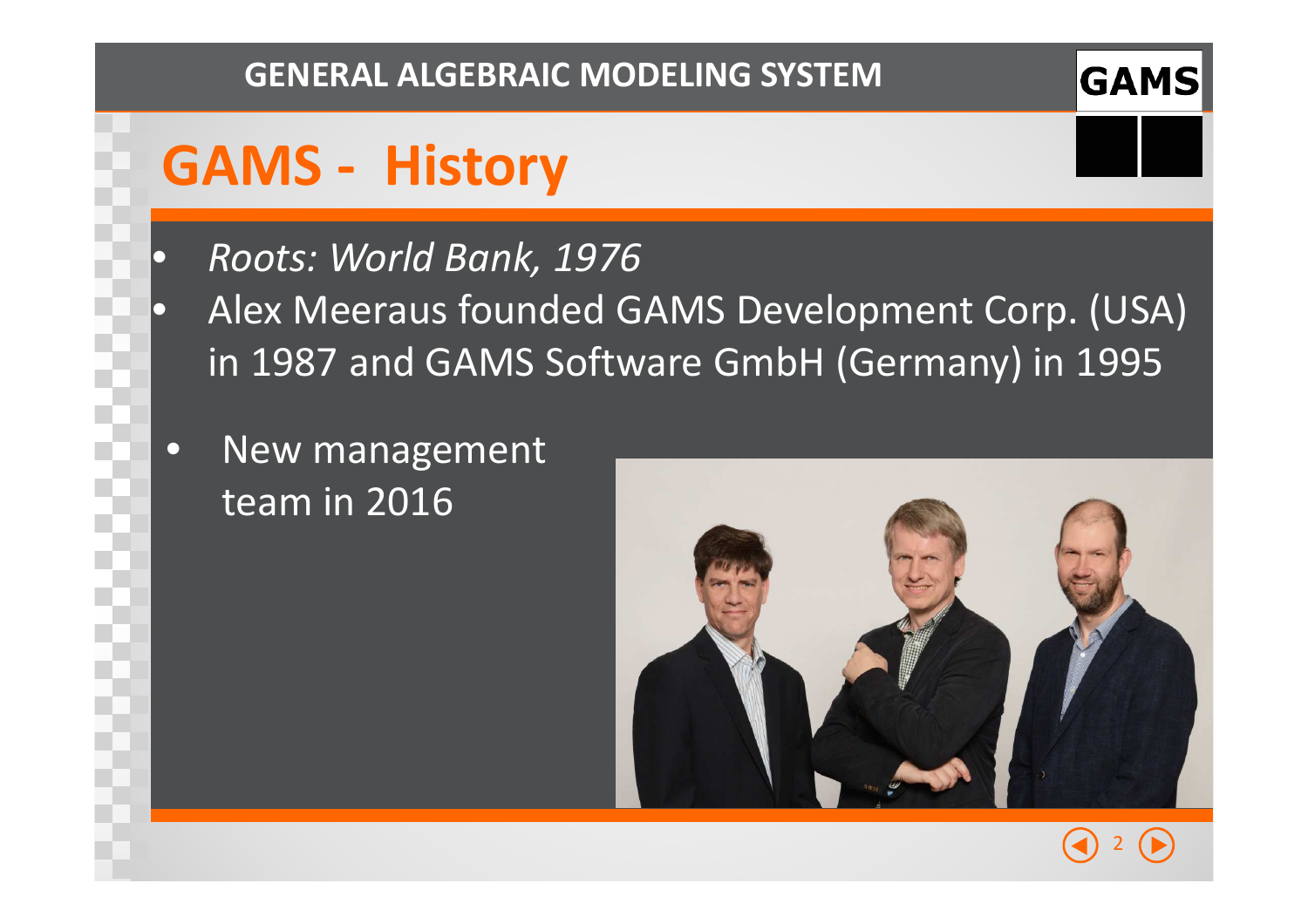# GAMS - History

- *Roots: World Bank, 1976*
- Alex Meeraus founded GAMS Development Corp. (USA) in 1987 and GAMS Software GmbH (Germany) in 1995
- New management team in 2016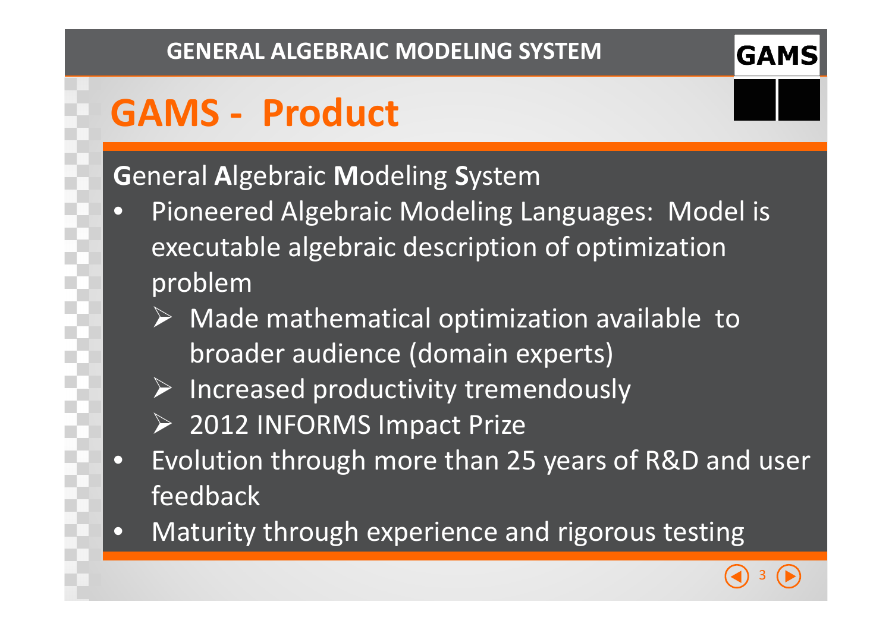# GAMS - Product

**G**eneral **A**lgebraic **M**odeling **S**ystem

- Pioneered Algebraic Modeling Languages: Model is executable algebraic description of optimization problem
  - Made mathematical optimization available to broader audience (domain experts)
  - Increased productivity tremendously
  - 2012 INFORMS Impact Prize
- Evolution through more than 25 years of R&D and user feedback
- Maturity through experience and rigorous testing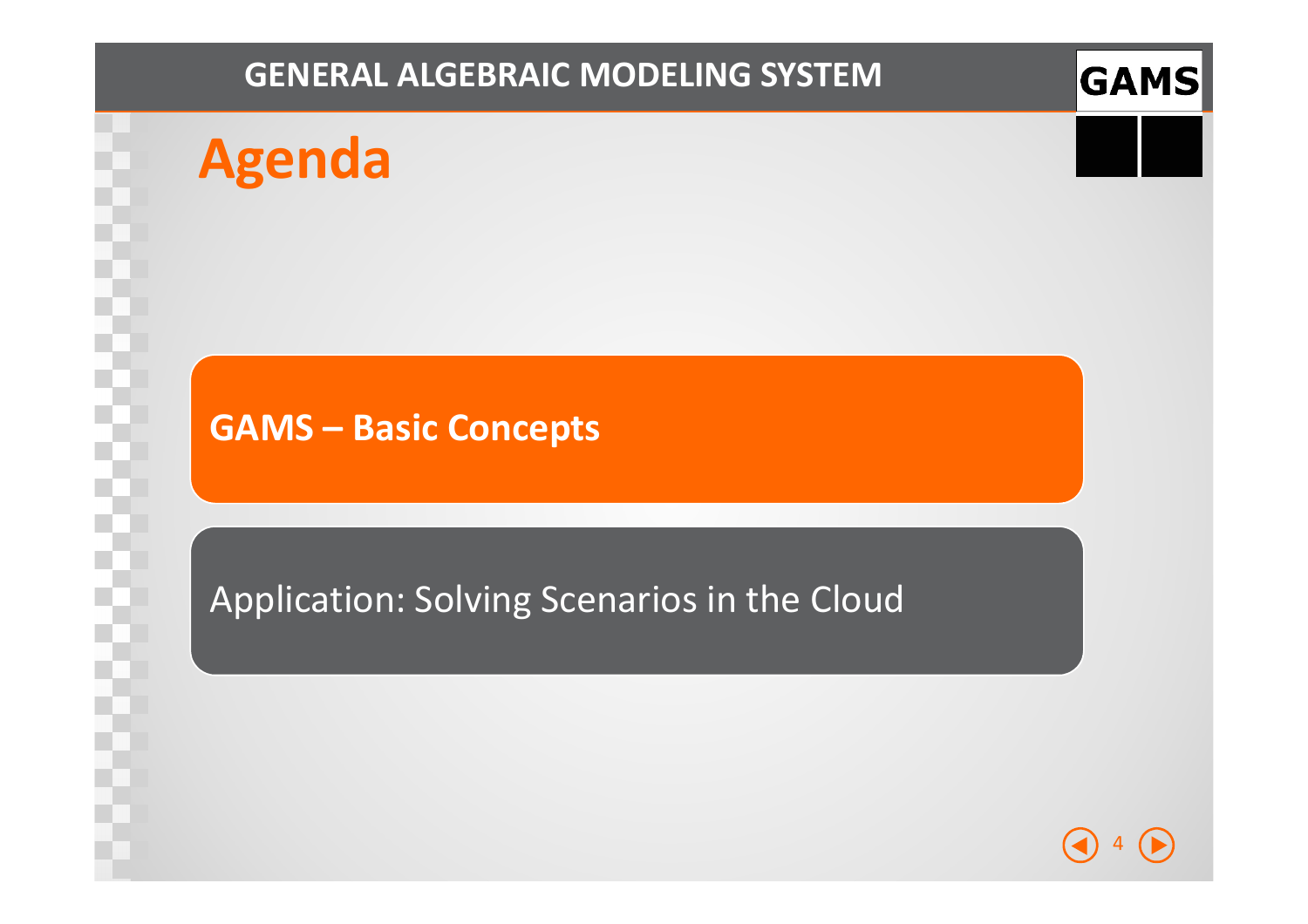# Agenda

**GAMS – Basic Concepts**

Application: Solving Scenarios in the Cloud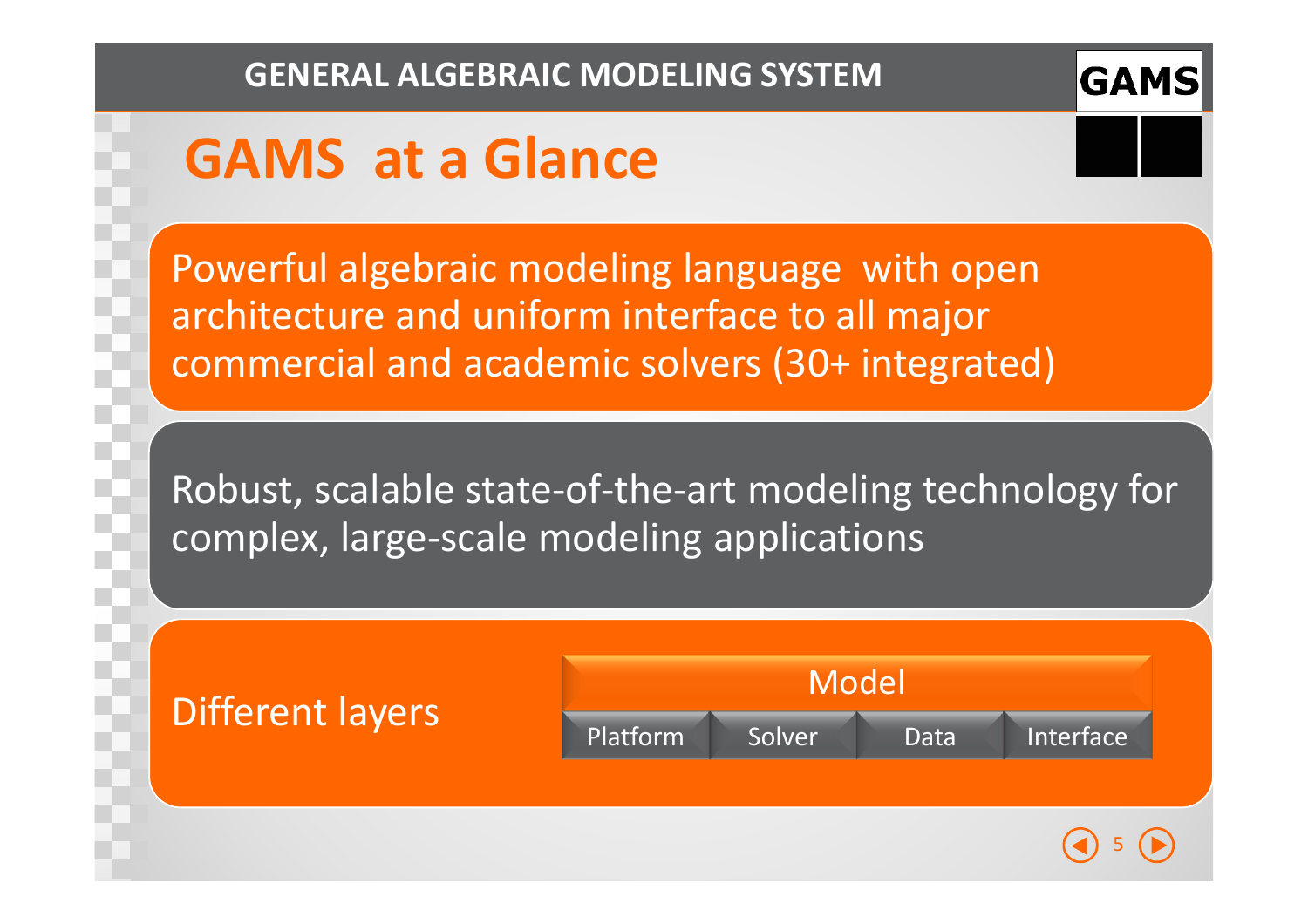# GAMS at a Glance

Powerful algebraic modeling language with open architecture and uniform interface to all major commercial and academic solvers (30+ integrated)

Robust, scalable state-of-the-art modeling technology for complex, large-scale modeling applications

Different layers

| Model | | | |
|---|---|---|---|
| Platform | Solver | Data | Interface |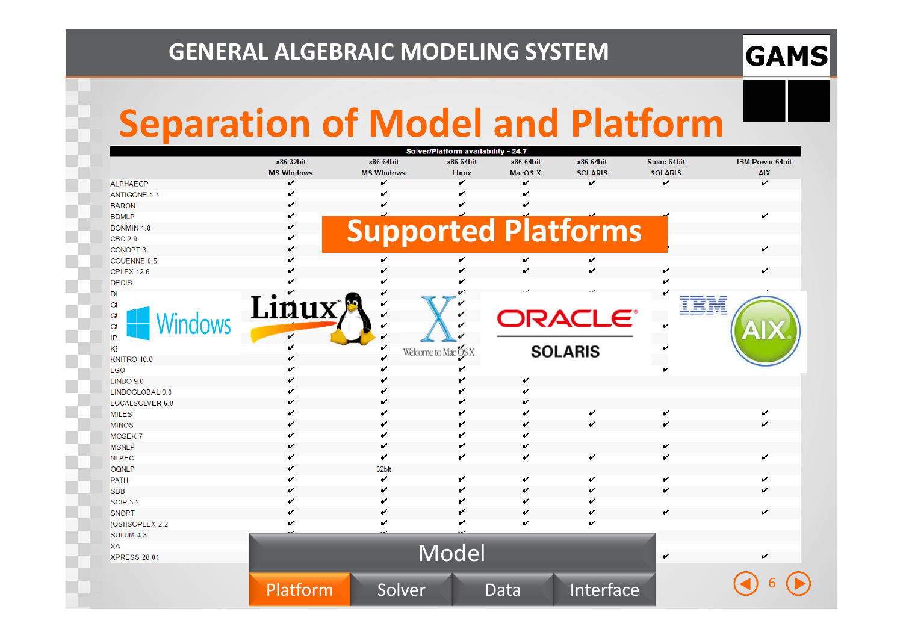# Separation of Model and Platform

**Solver/Platform availability - 24.7**

| | x86 32bit MS Windows | x86 64bit MS Windows | x86 64bit Linux | x86 64bit MacOS X | x86 64bit SOLARIS | Sparc 64bit SOLARIS | IBM Power 64bit AIX |
|---|---|---|---|---|---|---|---|
| ALPHAECP | ✔ | ✔ | ✔ | ✔ | ✔ | ✔ | ✔ |
| ANTIGONE 1.1 | ✔ | ✔ | ✔ | ✔ | | | |
| BARON | ✔ | ✔ | ✔ | | | | |
| BDMLP | ✔ | ✔ | ✔ | ✔ | ✔ | ✔ | ✔ |
| BONMIN 1.8 | ✔ | | | | | | |
| CBC 2.9 | ✔ | | | | | | |
| CONOPT 3 | ✔ | | | | | ✔ | ✔ |
| COUENNE 0.5 | ✔ | ✔ | ✔ | ✔ | ✔ | | |
| CPLEX 12.6 | ✔ | ✔ | ✔ | ✔ | ✔ | ✔ | ✔ |
| DECIS | ✔ | ✔ | ✔ | | | ✔ | |
| DI | ✔ | ✔ | ✔ | | | ✔ | |
| GI | | ✔ | ✔ | | | | |
| GI | | ✔ | ✔ | | | | |
| GI | | ✔ | ✔ | | | ✔ | |
| IP | ✔ | ✔ | ✔ | | | | |
| KI | ✔ | ✔ | ✔ | | | ✔ | |
| KNITRO 10.0 | ✔ | ✔ | | | | | |
| LGO | ✔ | ✔ | ✔ | | | ✔ | |
| LINDO 9.0 | ✔ | ✔ | ✔ | ✔ | | | |
| LINDOGLOBAL 9.0 | ✔ | ✔ | ✔ | ✔ | | | |
| LOCALSOLVER 6.0 | ✔ | ✔ | ✔ | ✔ | | | |
| MILES | ✔ | ✔ | ✔ | ✔ | ✔ | ✔ | ✔ |
| MINOS | ✔ | ✔ | ✔ | ✔ | ✔ | ✔ | ✔ |
| MOSEK 7 | ✔ | ✔ | ✔ | ✔ | | | |
| MSNLP | ✔ | ✔ | ✔ | ✔ | | ✔ | |
| NLPEC | ✔ | ✔ | ✔ | ✔ | ✔ | ✔ | ✔ |
| OQNLP | ✔ | 32bit | | | | | |
| PATH | ✔ | ✔ | ✔ | ✔ | ✔ | ✔ | ✔ |
| SBB | ✔ | ✔ | ✔ | ✔ | ✔ | ✔ | ✔ |
| SCIP 3.2 | ✔ | ✔ | ✔ | ✔ | ✔ | | |
| SNOPT | ✔ | ✔ | ✔ | ✔ | ✔ | ✔ | ✔ |
| (OSI)SOPLEX 2.2 | ✔ | ✔ | ✔ | ✔ | ✔ | | |
| SULUM 4.3 | ✔ | ✔ | ✔ | | | | |
| XA | | | | | | | |
| XPRESS 28.01 | | | | | | ✔ | ✔ |

**Supported Platforms**

Windows · Linux · Welcome to Mac OS X · ORACLE SOLARIS · IBM AIX

**Model**

Platform | Solver | Data | Interface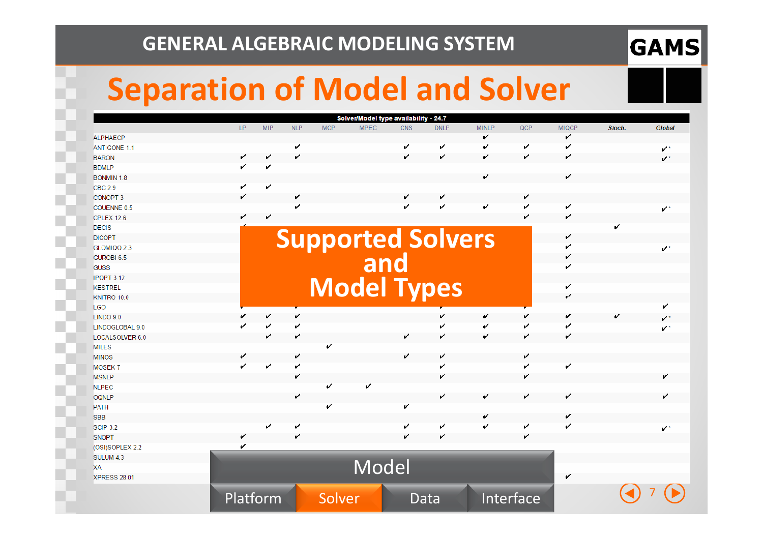# Separation of Model and Solver

**Solver/Model type availability - 24.7**

| | LP | MIP | NLP | MCP | MPEC | CNS | DNLP | MINLP | QCP | MIQCP | Stoch. | Global |
|---|---|---|---|---|---|---|---|---|---|---|---|---|
| ALPHAECP | | | | | | | | ✔ | | ✔ | | |
| ANTIGONE 1.1 | | | ✔ | | | ✔ | ✔ | ✔ | ✔ | ✔ | | ✔* |
| BARON | ✔ | ✔ | ✔ | | | ✔ | ✔ | ✔ | ✔ | ✔ | | ✔* |
| BDMLP | ✔ | ✔ | | | | | | | | | | |
| BONMIN 1.8 | | | | | | | | ✔ | | ✔ | | |
| CBC 2.9 | ✔ | ✔ | | | | | | | | | | |
| CONOPT 3 | ✔ | | ✔ | | | ✔ | ✔ | | ✔ | | | |
| COUENNE 0.5 | | | ✔ | | | ✔ | ✔ | ✔ | ✔ | ✔ | | ✔* |
| CPLEX 12.6 | ✔ | ✔ | | | | | | | ✔ | ✔ | | |
| DECIS | ✔ | | | | | | | | | | ✔ | |
| DICOPT | | | | | | | | | | ✔ | | |
| GLOMIQO 2.3 | | | | | | | | | | ✔ | | ✔* |
| GUROBI 6.5 | | | | | | | | | | ✔ | | |
| GUSS | | | | | | | | | | ✔ | | |
| IPOPT 3.12 | | | | | | | | | | | | |
| KESTREL | | | | | | | | | | ✔ | | |
| KNITRO 10.0 | | | | | | | | | | ✔ | | |
| LGO | ✔ | | ✔ | | | | ✔ | | ✔ | | | ✔ |
| LINDO 9.0 | ✔ | ✔ | ✔ | | | | ✔ | ✔ | ✔ | ✔ | ✔ | ✔* |
| LINDOGLOBAL 9.0 | ✔ | ✔ | ✔ | | | | ✔ | ✔ | ✔ | ✔ | | ✔* |
| LOCALSOLVER 6.0 | | ✔ | ✔ | | | ✔ | ✔ | ✔ | ✔ | ✔ | | |
| MILES | | | | ✔ | | | | | | | | |
| MINOS | ✔ | | ✔ | | | ✔ | ✔ | | ✔ | | | |
| MOSEK 7 | ✔ | ✔ | ✔ | | | | ✔ | | ✔ | ✔ | | |
| MSNLP | | | ✔ | | | | ✔ | | ✔ | | | ✔ |
| NLPEC | | | | ✔ | ✔ | | | | | | | |
| OQNLP | | | ✔ | | | | ✔ | ✔ | ✔ | ✔ | | ✔ |
| PATH | | | | ✔ | | ✔ | | | | | | |
| SBB | | | | | | | | ✔ | | ✔ | | |
| SCIP 3.2 | | ✔ | ✔ | | | ✔ | ✔ | ✔ | ✔ | ✔ | | ✔* |
| SNOPT | ✔ | | ✔ | | | ✔ | ✔ | | ✔ | | | |
| (OSI)SOPLEX 2.2 | ✔ | | | | | | | | | | | |
| SULUM 4.3 | | | | | | | | | | | | |
| XA | | | | | | | | | | | | |
| XPRESS 28.01 | | | | | | | | | | ✔ | | |

**Supported Solvers and Model Types**

Model

Platform | Solver | Data | Interface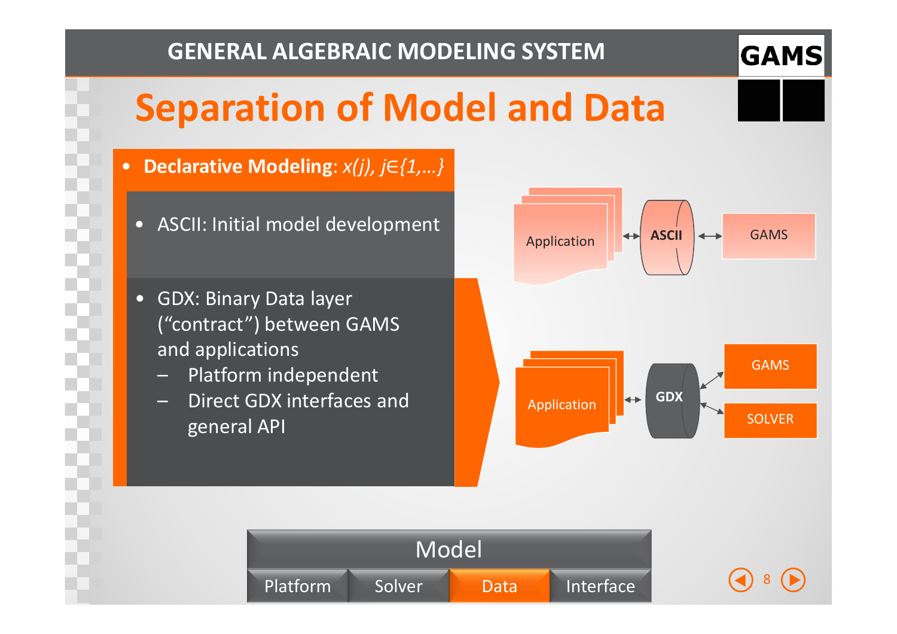# Separation of Model and Data

- **Declarative Modeling**: *x(j), j∈{1,…}*

- ASCII: Initial model development

- GDX: Binary Data layer ("contract") between GAMS and applications
  - Platform independent
  - Direct GDX interfaces and general API

Application ↔ ASCII ↔ GAMS

Application ↔ GDX ↔ GAMS, SOLVER

Model

Platform | Solver | Data | Interface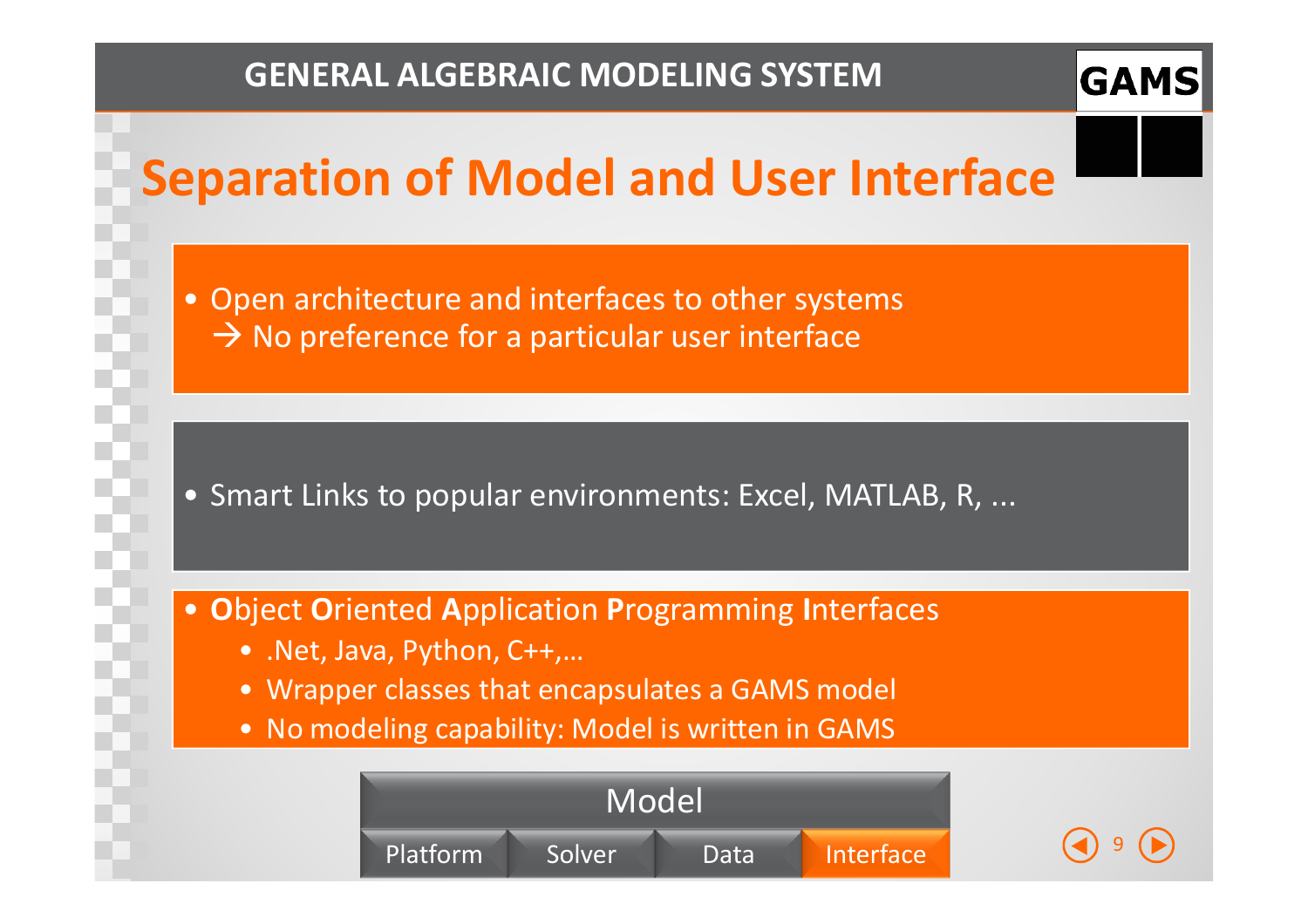# Separation of Model and User Interface

- Open architecture and interfaces to other systems
  → No preference for a particular user interface

- Smart Links to popular environments: Excel, MATLAB, R, ...

- **O**bject **O**riented **A**pplication **P**rogramming **I**nterfaces
  - .Net, Java, Python, C++,…
  - Wrapper classes that encapsulates a GAMS model
  - No modeling capability: Model is written in GAMS

| Model | | | |
|---|---|---|---|
| Platform | Solver | Data | Interface |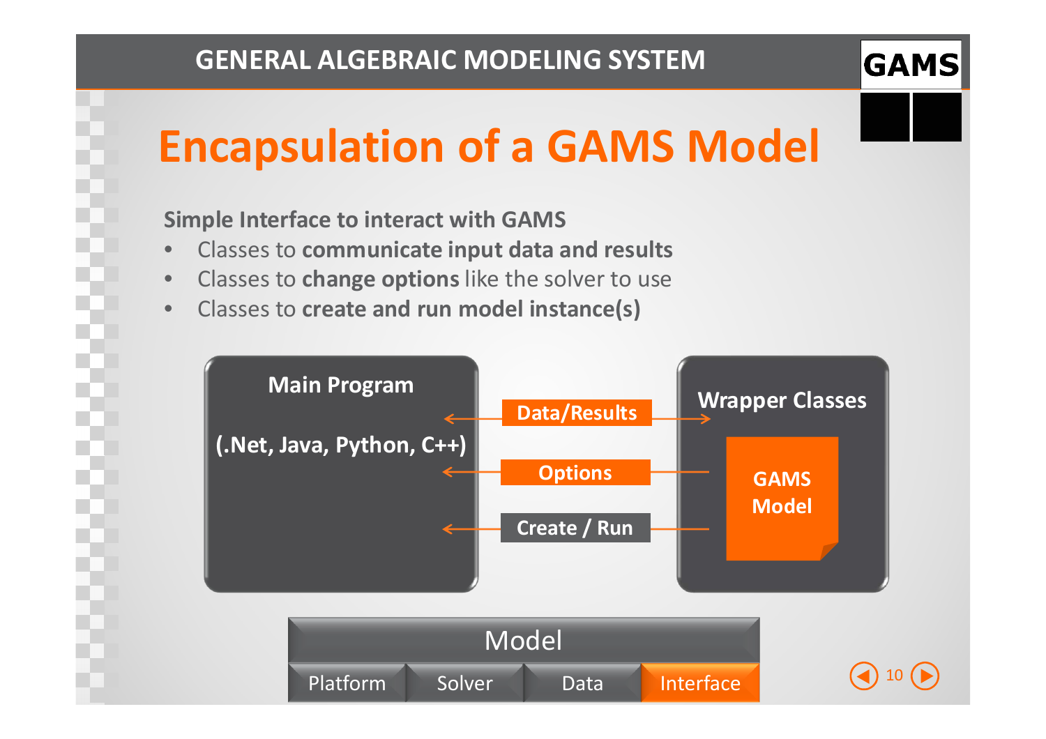# Encapsulation of a GAMS Model

**Simple Interface to interact with GAMS**

- Classes to **communicate input data and results**
- Classes to **change options** like the solver to use
- Classes to **create and run model instance(s)**

Main Program

(.Net, Java, Python, C++)

Data/Results

Options

Create / Run

Wrapper Classes

GAMS Model

Model

Platform | Solver | Data | Interface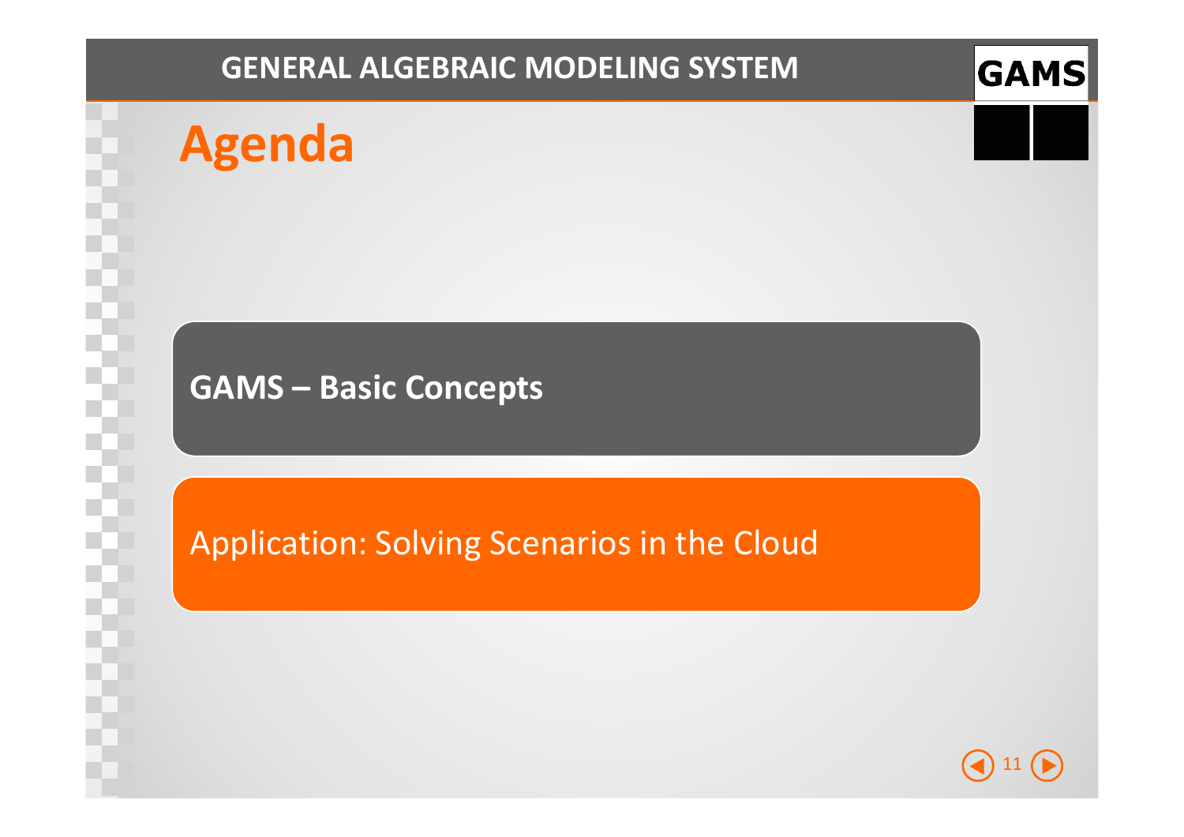# Agenda

**GAMS – Basic Concepts**

Application: Solving Scenarios in the Cloud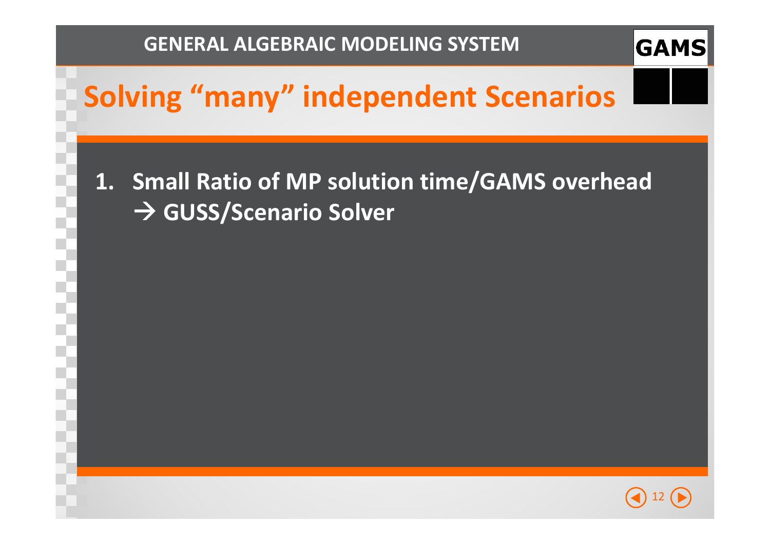# Solving "many" independent Scenarios

1. **Small Ratio of MP solution time/GAMS overhead**
   **→ GUSS/Scenario Solver**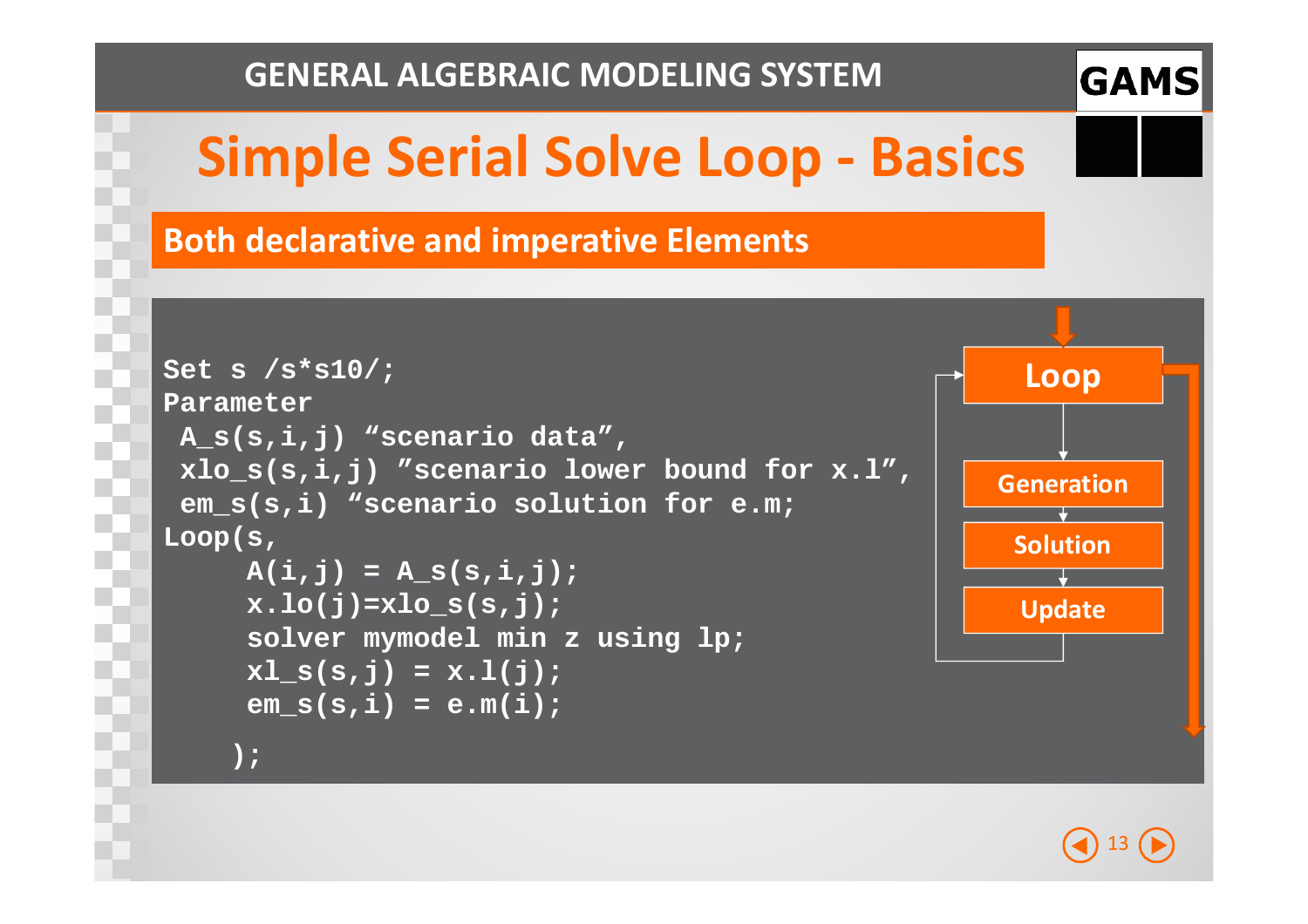# Simple Serial Solve Loop - Basics

## Both declarative and imperative Elements

```
Set s /s*s10/;
Parameter
 A_s(s,i,j) “scenario data”,
 xlo_s(s,i,j) ”scenario lower bound for x.l”,
 em_s(s,i) “scenario solution for e.m;
Loop(s,
     A(i,j) = A_s(s,i,j);
     x.lo(j)=xlo_s(s,j);
     solver mymodel min z using lp;
     xl_s(s,j) = x.l(j);
     em_s(s,i) = e.m(i);
    );
```

Loop

Generation

Solution

Update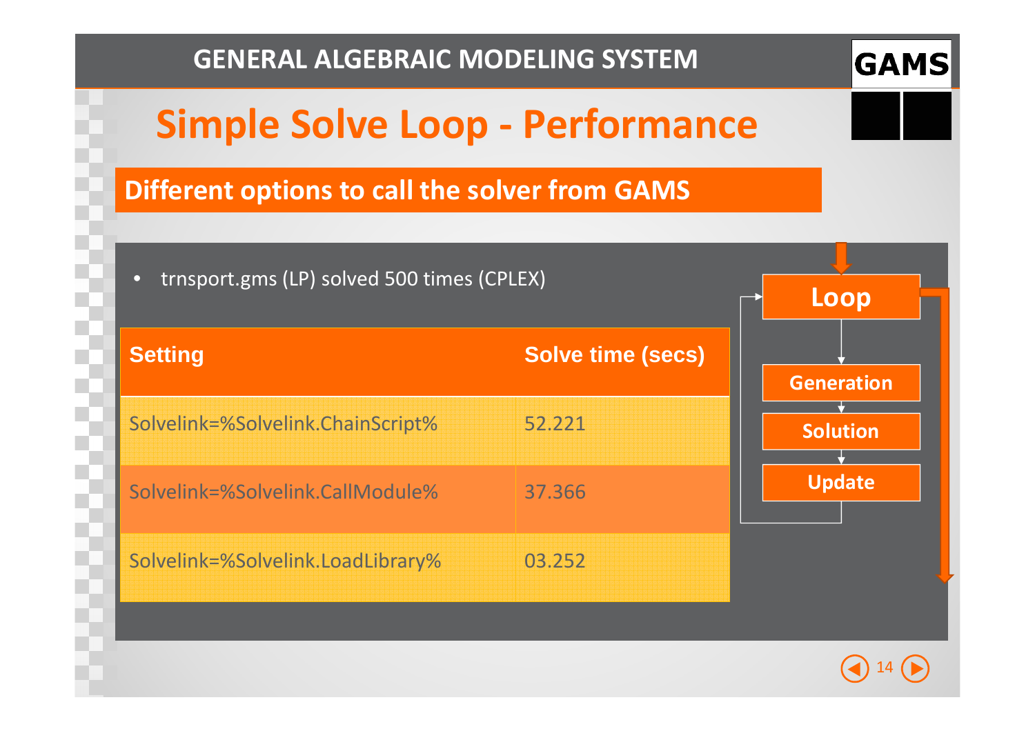# Simple Solve Loop - Performance

## Different options to call the solver from GAMS

- trnsport.gms (LP) solved 500 times (CPLEX)

| Setting | Solve time (secs) |
|---|---|
| Solvelink=%Solvelink.ChainScript% | 52.221 |
| Solvelink=%Solvelink.CallModule% | 37.366 |
| Solvelink=%Solvelink.LoadLibrary% | 03.252 |

Loop

Generation

Solution

Update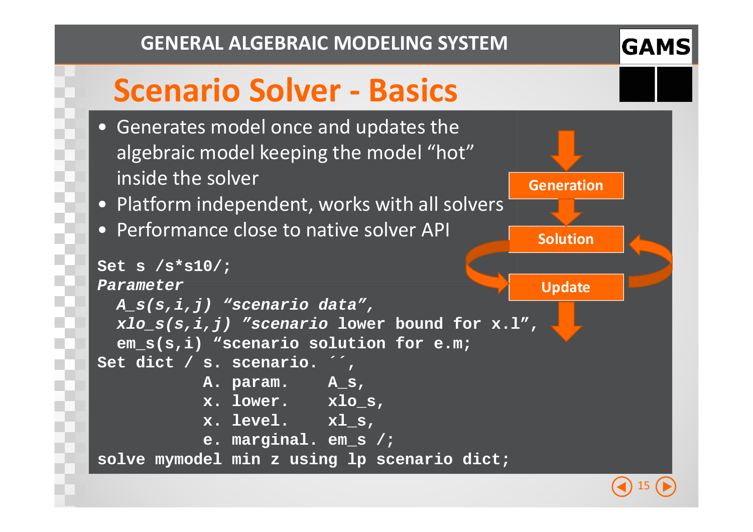# Scenario Solver - Basics

- Generates model once and updates the algebraic model keeping the model "hot" inside the solver
- Platform independent, works with all solvers
- Performance close to native solver API

Generation → Solution → Update

```
Set s /s*s10/;
Parameter
  A_s(s,i,j) "scenario data",
  xlo_s(s,i,j) "scenario lower bound for x.l",
  em_s(s,i) "scenario solution for e.m;
Set dict / s. scenario. ´´,
           A. param.    A_s,
           x. lower.    xlo_s,
           x. level.    xl_s,
           e. marginal. em_s /;
solve mymodel min z using lp scenario dict;
```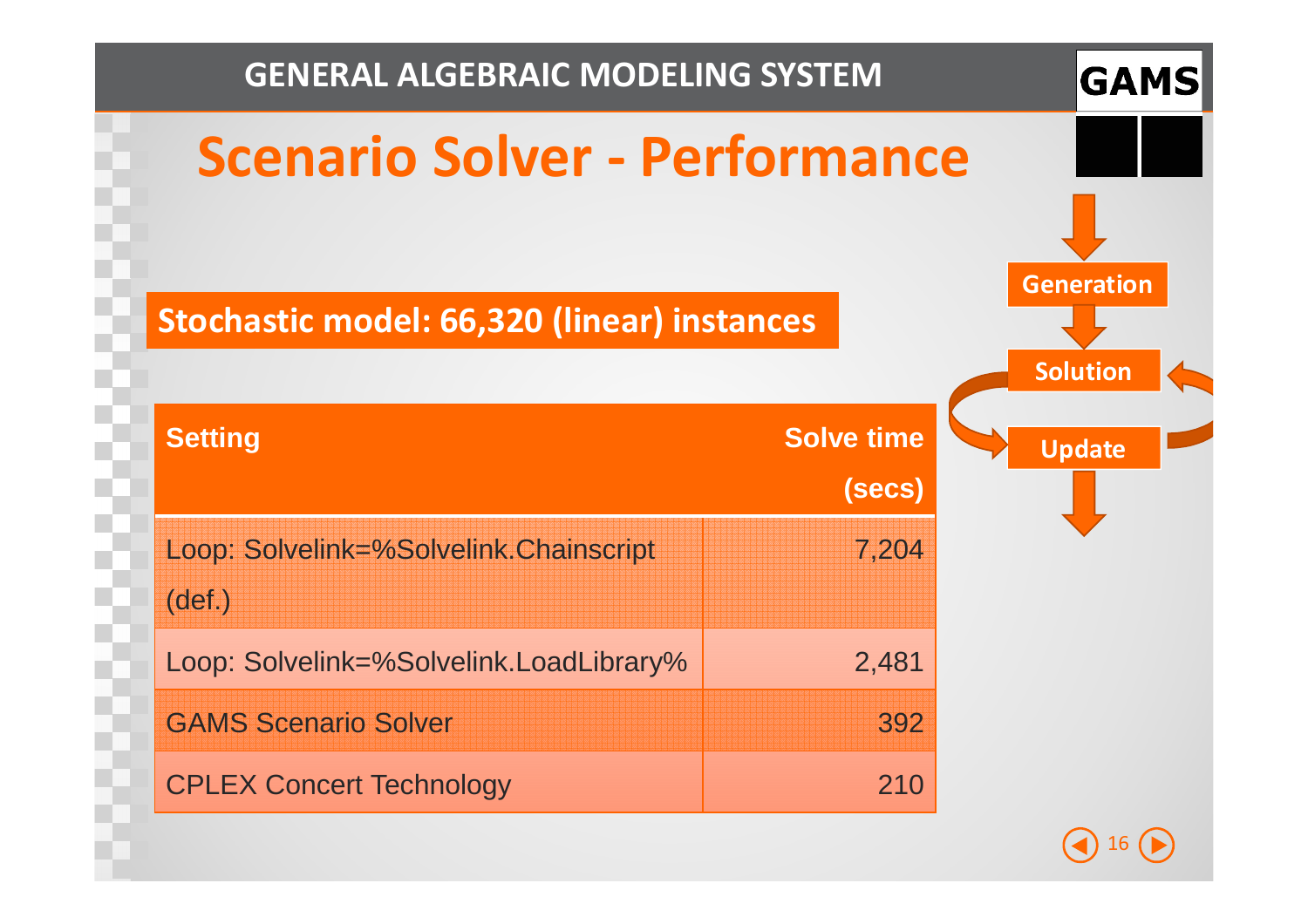# Scenario Solver - Performance

**Stochastic model: 66,320 (linear) instances**

| Setting | Solve time (secs) |
|---|---|
| Loop: Solvelink=%Solvelink.Chainscript (def.) | 7,204 |
| Loop: Solvelink=%Solvelink.LoadLibrary% | 2,481 |
| GAMS Scenario Solver | 392 |
| CPLEX Concert Technology | 210 |

Generation

Solution

Update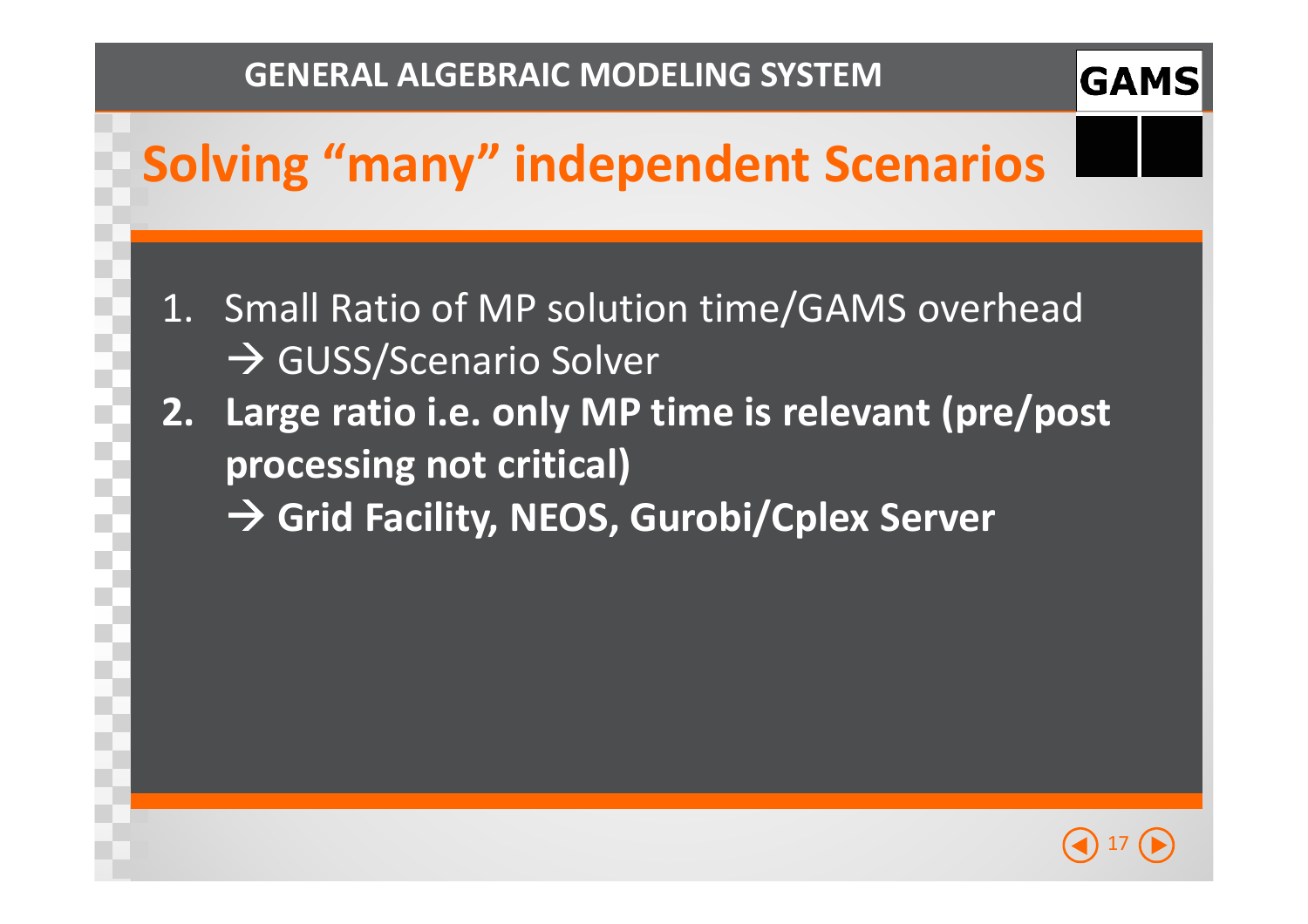# Solving "many" independent Scenarios

1. Small Ratio of MP solution time/GAMS overhead
   → GUSS/Scenario Solver
2. **Large ratio i.e. only MP time is relevant (pre/post processing not critical)**
   **→ Grid Facility, NEOS, Gurobi/Cplex Server**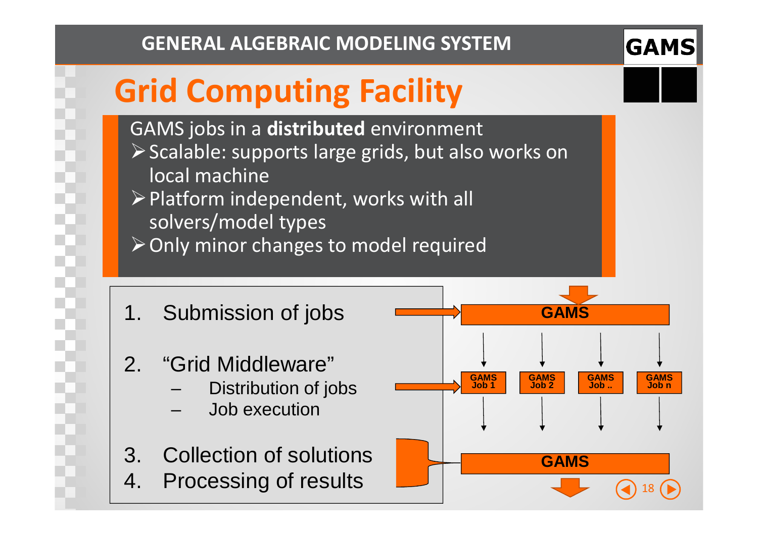# Grid Computing Facility

GAMS jobs in a **distributed** environment

- Scalable: supports large grids, but also works on local machine
- Platform independent, works with all solvers/model types
- Only minor changes to model required

1. Submission of jobs
2. “Grid Middleware”
   - Distribution of jobs
   - Job execution
3. Collection of solutions
4. Processing of results

GAMS

GAMS Job 1 | GAMS Job 2 | GAMS Job .. | GAMS Job n

GAMS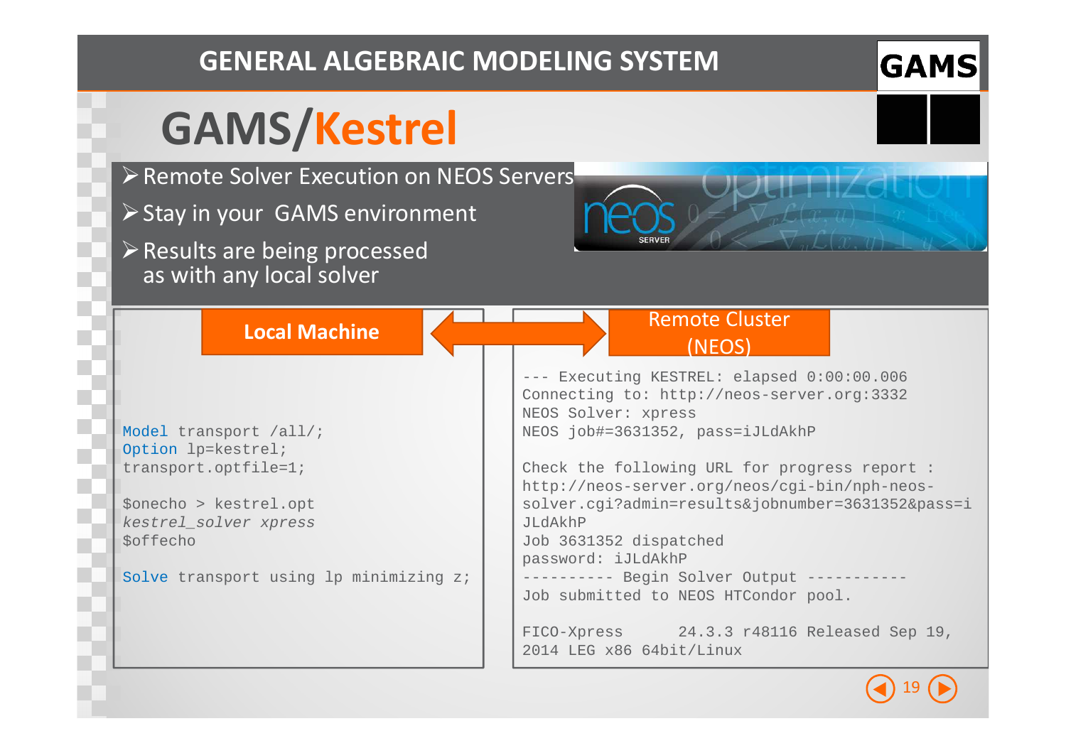# GAMS/Kestrel

- Remote Solver Execution on NEOS Servers
- Stay in your GAMS environment
- Results are being processed as with any local solver

**Local Machine**

```
Model transport /all/;
Option lp=kestrel;
transport.optfile=1;

$onecho > kestrel.opt
kestrel_solver xpress
$offecho

Solve transport using lp minimizing z;
```

**Remote Cluster (NEOS)**

```
--- Executing KESTREL: elapsed 0:00:00.006
Connecting to: http://neos-server.org:3332
NEOS Solver: xpress
NEOS job#=3631352, pass=iJLdAkhP

Check the following URL for progress report :
http://neos-server.org/neos/cgi-bin/nph-neos-solver.cgi?admin=results&jobnumber=3631352&pass=iJLdAkhP
Job 3631352 dispatched
password: iJLdAkhP
---------- Begin Solver Output -----------
Job submitted to NEOS HTCondor pool.

FICO-Xpress      24.3.3 r48116 Released Sep 19, 2014 LEG x86 64bit/Linux
```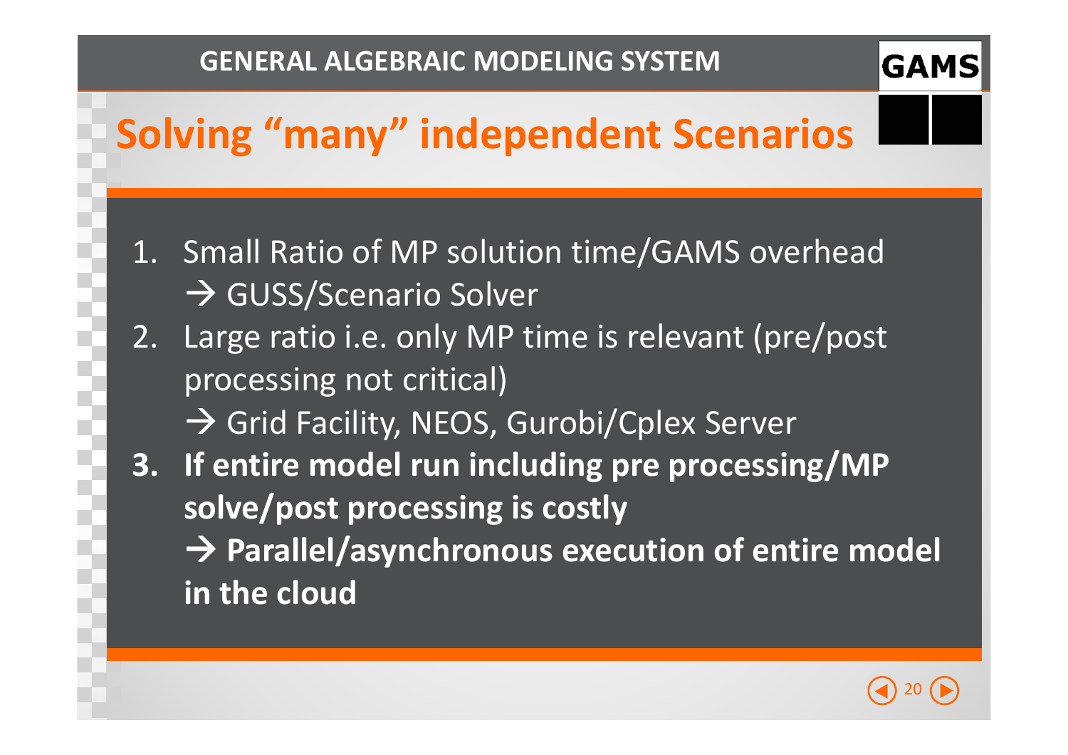# Solving “many” independent Scenarios

1. Small Ratio of MP solution time/GAMS overhead
   → GUSS/Scenario Solver
2. Large ratio i.e. only MP time is relevant (pre/post processing not critical)
   → Grid Facility, NEOS, Gurobi/Cplex Server
3. **If entire model run including pre processing/MP solve/post processing is costly**
   **→ Parallel/asynchronous execution of entire model in the cloud**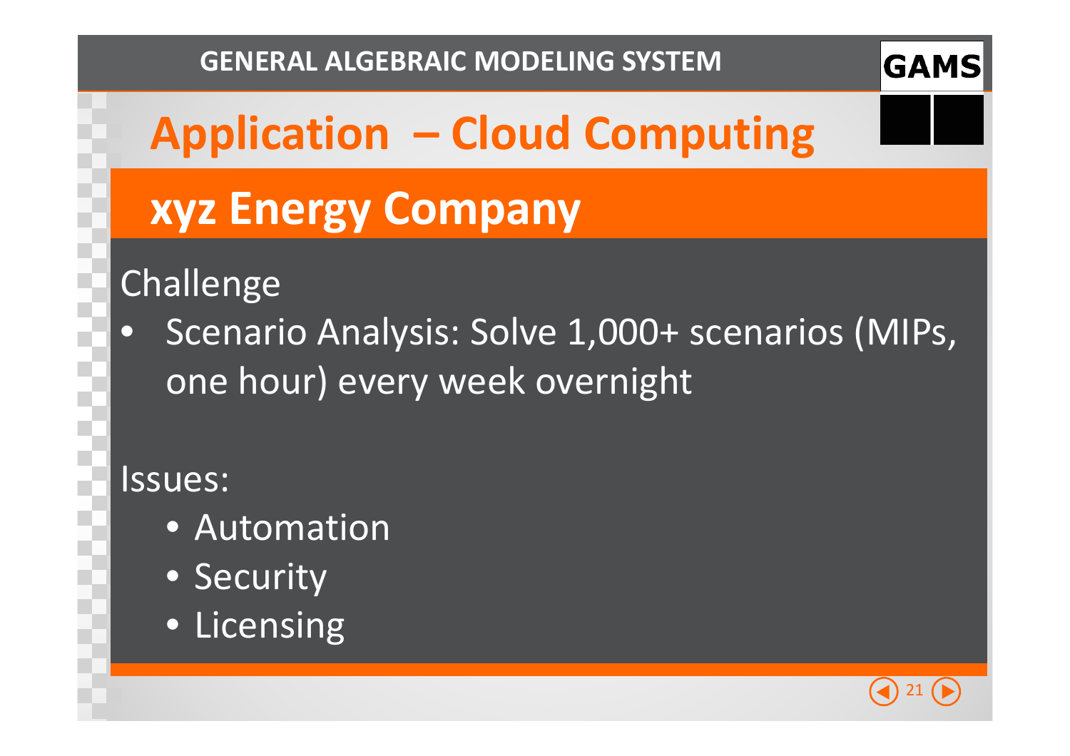# Application – Cloud Computing

## xyz Energy Company

Challenge

- Scenario Analysis: Solve 1,000+ scenarios (MIPs, one hour) every week overnight

Issues:

- Automation
- Security
- Licensing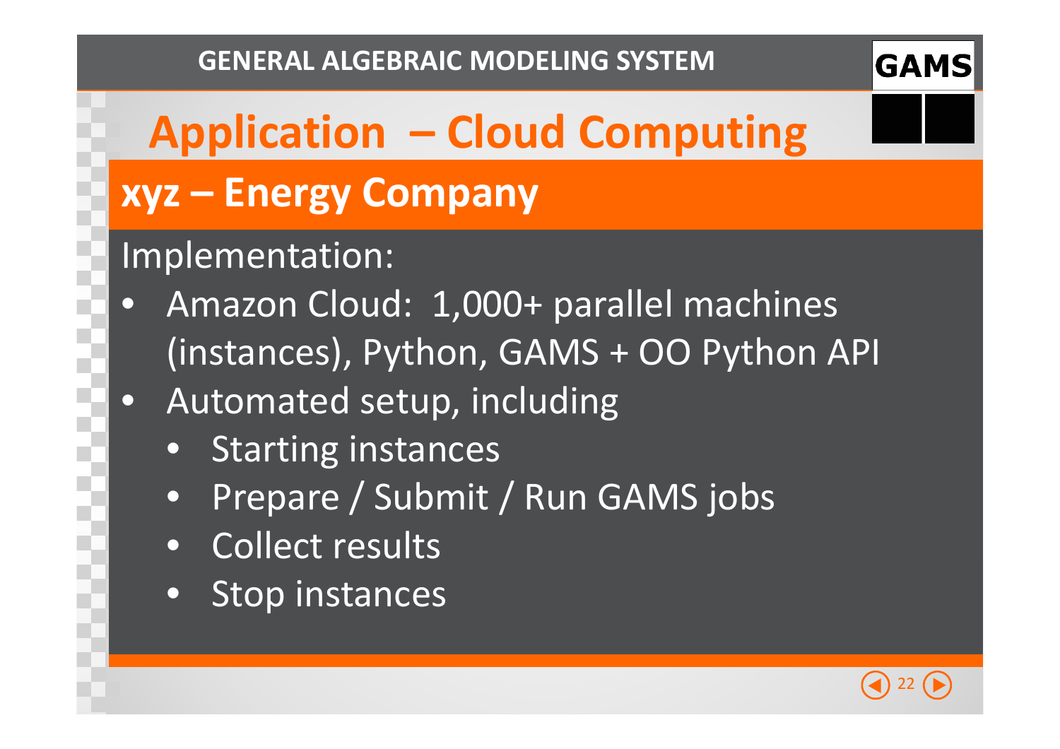# Application – Cloud Computing

## xyz – Energy Company

Implementation:

- Amazon Cloud: 1,000+ parallel machines (instances), Python, GAMS + OO Python API
- Automated setup, including
  - Starting instances
  - Prepare / Submit / Run GAMS jobs
  - Collect results
  - Stop instances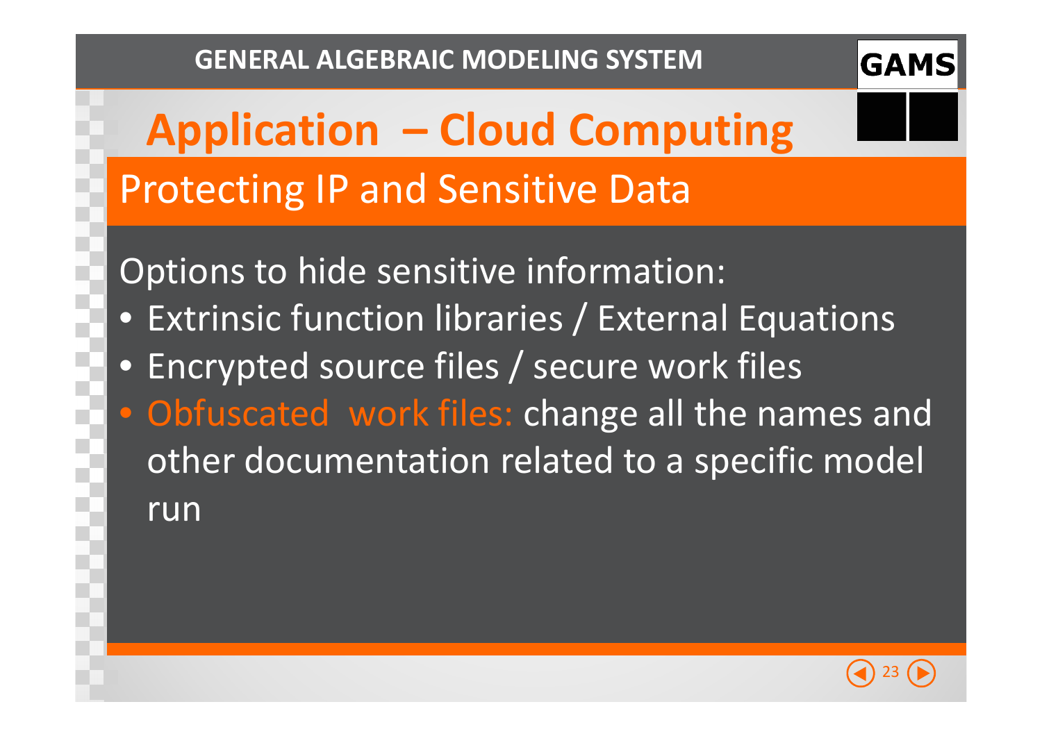# Application – Cloud Computing

## Protecting IP and Sensitive Data

Options to hide sensitive information:

- Extrinsic function libraries / External Equations
- Encrypted source files / secure work files
- Obfuscated work files: change all the names and other documentation related to a specific model run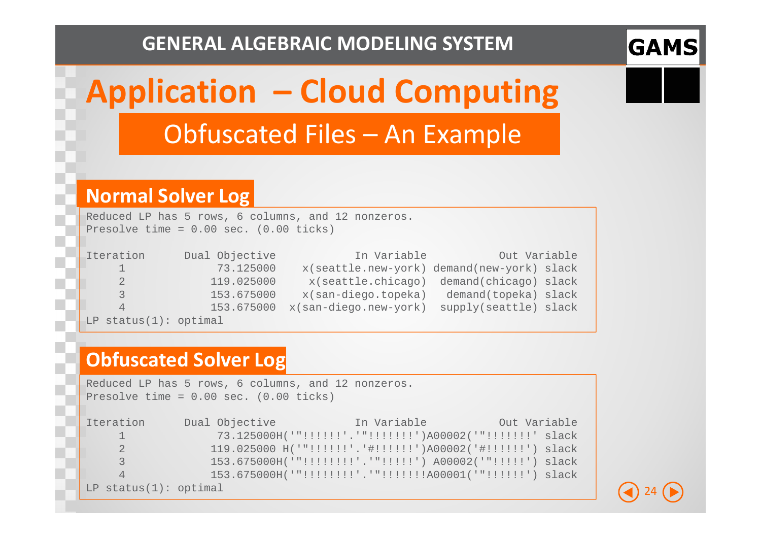# Application – Cloud Computing

## Obfuscated Files – An Example

### Normal Solver Log

```
Reduced LP has 5 rows, 6 columns, and 12 nonzeros.
Presolve time = 0.00 sec. (0.00 ticks)

Iteration      Dual Objective            In Variable           Out Variable
     1              73.125000    x(seattle.new-york) demand(new-york) slack
     2             119.025000     x(seattle.chicago)  demand(chicago) slack
     3             153.675000    x(san-diego.topeka)   demand(topeka) slack
     4             153.675000  x(san-diego.new-york)  supply(seattle) slack
LP status(1): optimal
```

### Obfuscated Solver Log

```
Reduced LP has 5 rows, 6 columns, and 12 nonzeros.
Presolve time = 0.00 sec. (0.00 ticks)

Iteration      Dual Objective            In Variable           Out Variable
     1              73.125000H('"!!!!!!'.'"!!!!!!!')A00002('"!!!!!!!' slack
     2             119.025000 H('"!!!!!!'.'#!!!!!!')A00002('#!!!!!!') slack
     3             153.675000H('"!!!!!!!!'.'"!!!!!') A00002('"!!!!!') slack
     4             153.675000H('"!!!!!!!!'.'"!!!!!!!A00001('"!!!!!!') slack
LP status(1): optimal
```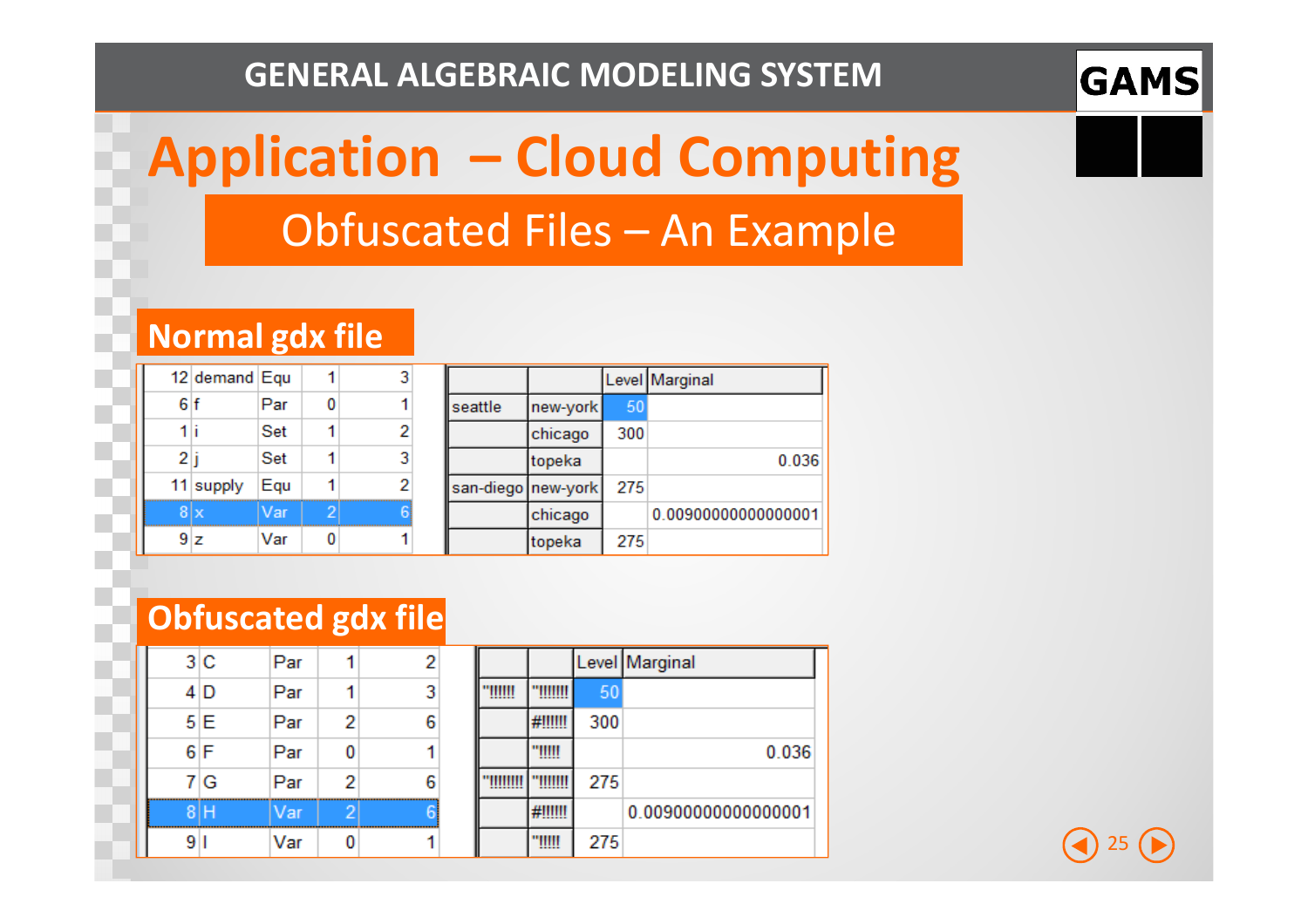# GENERAL ALGEBRAIC MODELING SYSTEM

## Application – Cloud Computing

### Obfuscated Files – An Example

**Normal gdx file**

| | | | | |
|---|---|---|---|---|
| 12 | demand | Equ | 1 | 3 |
| 6 | f | Par | 0 | 1 |
| 1 | i | Set | 1 | 2 |
| 2 | j | Set | 1 | 3 |
| 11 | supply | Equ | 1 | 2 |
| 8 | x | Var | 2 | 6 |
| 9 | z | Var | 0 | 1 |

| | | Level | Marginal |
|---|---|---|---|
| seattle | new-york | 50 | |
| | chicago | 300 | |
| | topeka | | 0.036 |
| san-diego | new-york | 275 | |
| | chicago | | 0.00900000000000001 |
| | topeka | 275 | |

**Obfuscated gdx file**

| | | | | |
|---|---|---|---|---|
| 3 | C | Par | 1 | 2 |
| 4 | D | Par | 1 | 3 |
| 5 | E | Par | 2 | 6 |
| 6 | F | Par | 0 | 1 |
| 7 | G | Par | 2 | 6 |
| 8 | H | Var | 2 | 6 |
| 9 | I | Var | 0 | 1 |

| | | Level | Marginal |
|---|---|---|---|
| "!!!!!! | "!!!!!!! | 50 | |
| | #!!!!!! | 300 | |
| | "!!!!! | | 0.036 |
| "!!!!!!!! | "!!!!!!! | 275 | |
| | #!!!!!! | | 0.00900000000000001 |
| | "!!!!! | 275 | |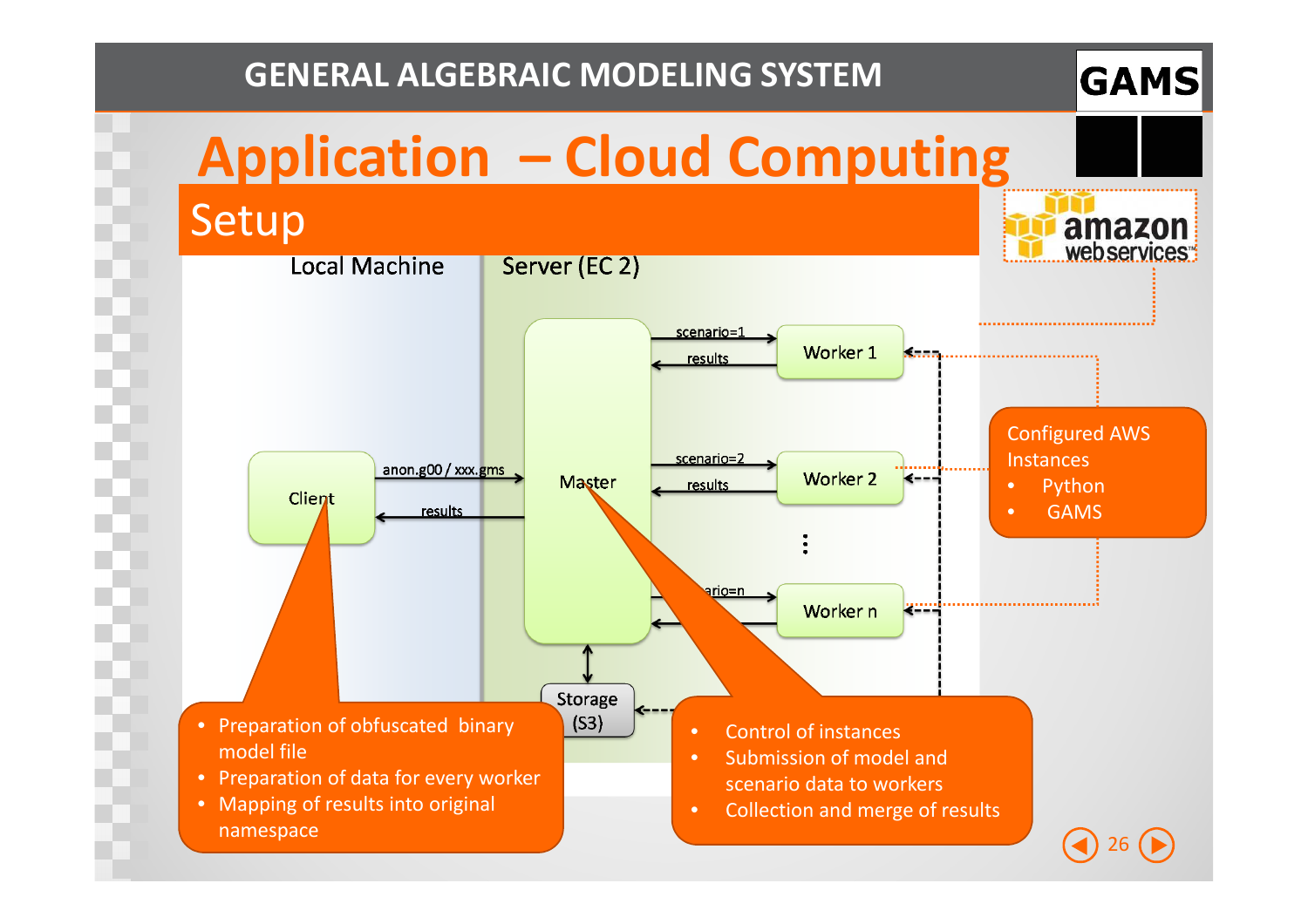# Application – Cloud Computing

## Setup

Local Machine

Server (EC 2)

Client

anon.g00 / xxx.gms

results

Master

scenario=1

results

Worker 1

scenario=2

results

Worker 2

⋮

ario=n

Worker n

Storage (S3)

- Preparation of obfuscated binary model file
- Preparation of data for every worker
- Mapping of results into original namespace

- Control of instances
- Submission of model and scenario data to workers
- Collection and merge of results

Configured AWS Instances
- Python
- GAMS

amazon webservices™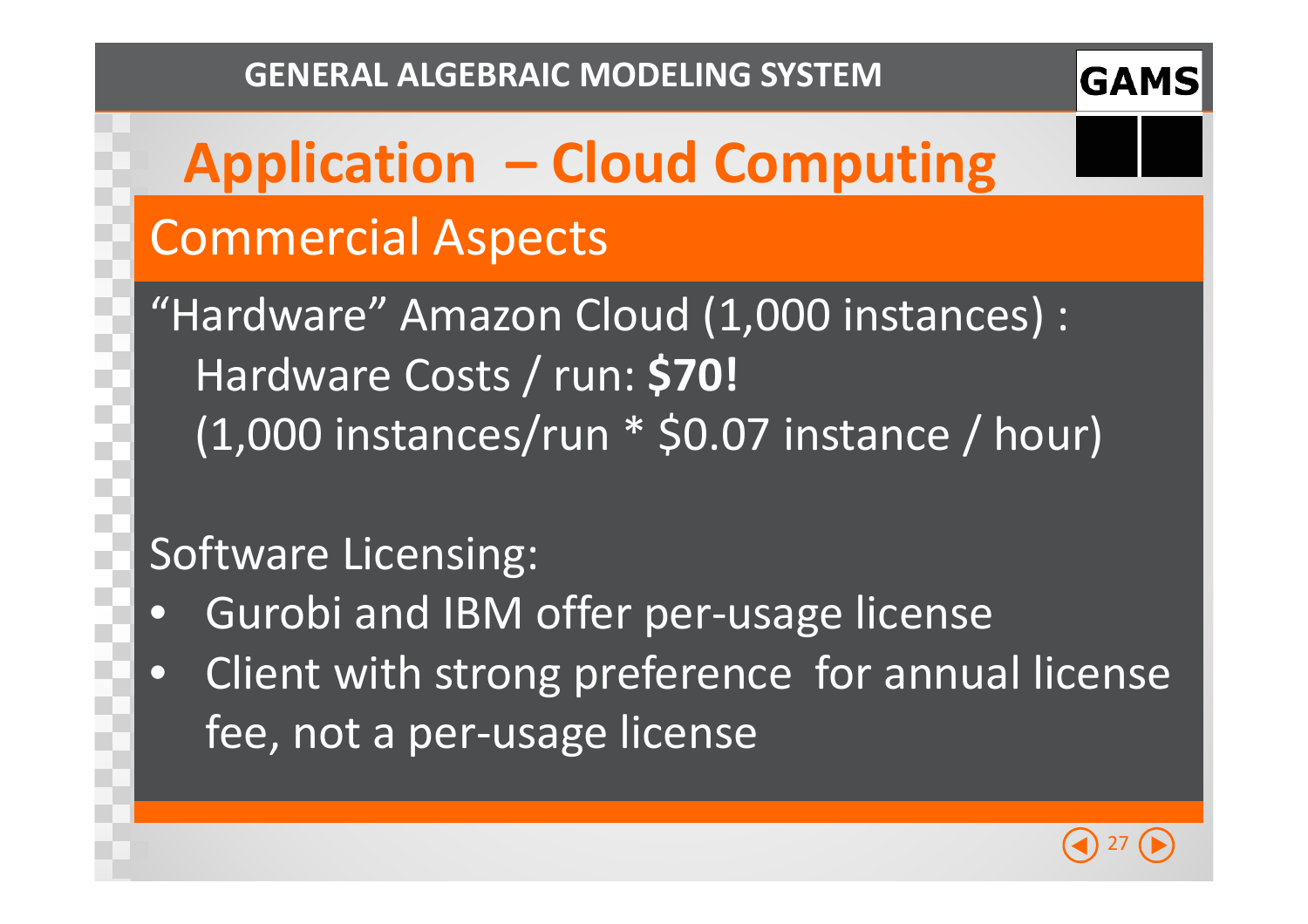# Application – Cloud Computing

## Commercial Aspects

“Hardware” Amazon Cloud (1,000 instances) :

Hardware Costs / run: **$70!**

(1,000 instances/run * $0.07 instance / hour)

Software Licensing:

- Gurobi and IBM offer per-usage license
- Client with strong preference for annual license fee, not a per-usage license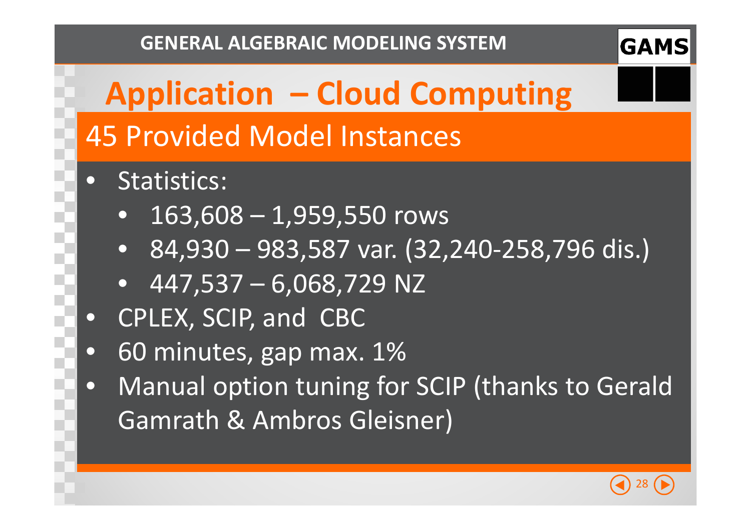# Application – Cloud Computing

## 45 Provided Model Instances

- Statistics:
  - 163,608 – 1,959,550 rows
  - 84,930 – 983,587 var. (32,240-258,796 dis.)
  - 447,537 – 6,068,729 NZ
- CPLEX, SCIP, and CBC
- 60 minutes, gap max. 1%
- Manual option tuning for SCIP (thanks to Gerald Gamrath & Ambros Gleisner)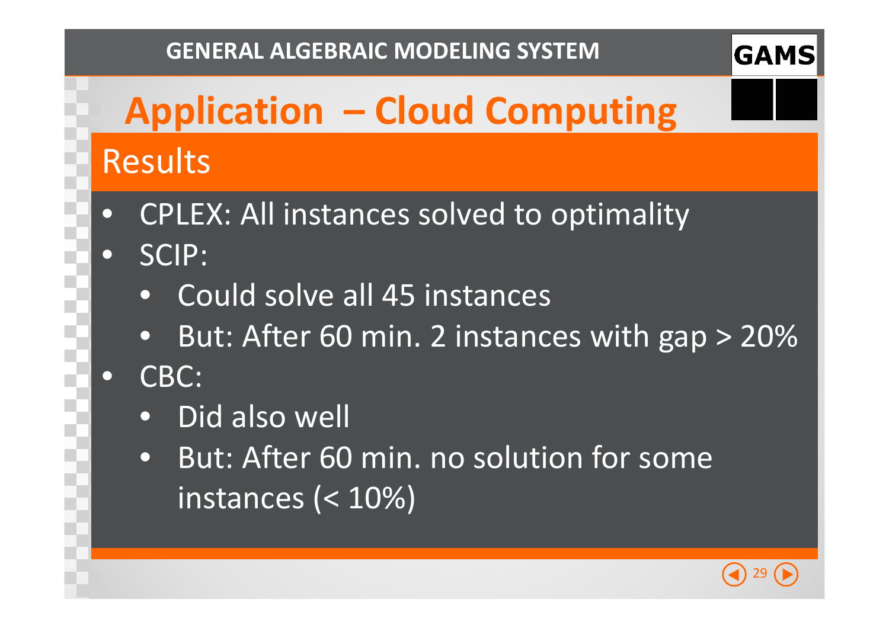# Application – Cloud Computing

## Results

- CPLEX: All instances solved to optimality
- SCIP:
  - Could solve all 45 instances
  - But: After 60 min. 2 instances with gap > 20%
- CBC:
  - Did also well
  - But: After 60 min. no solution for some instances (< 10%)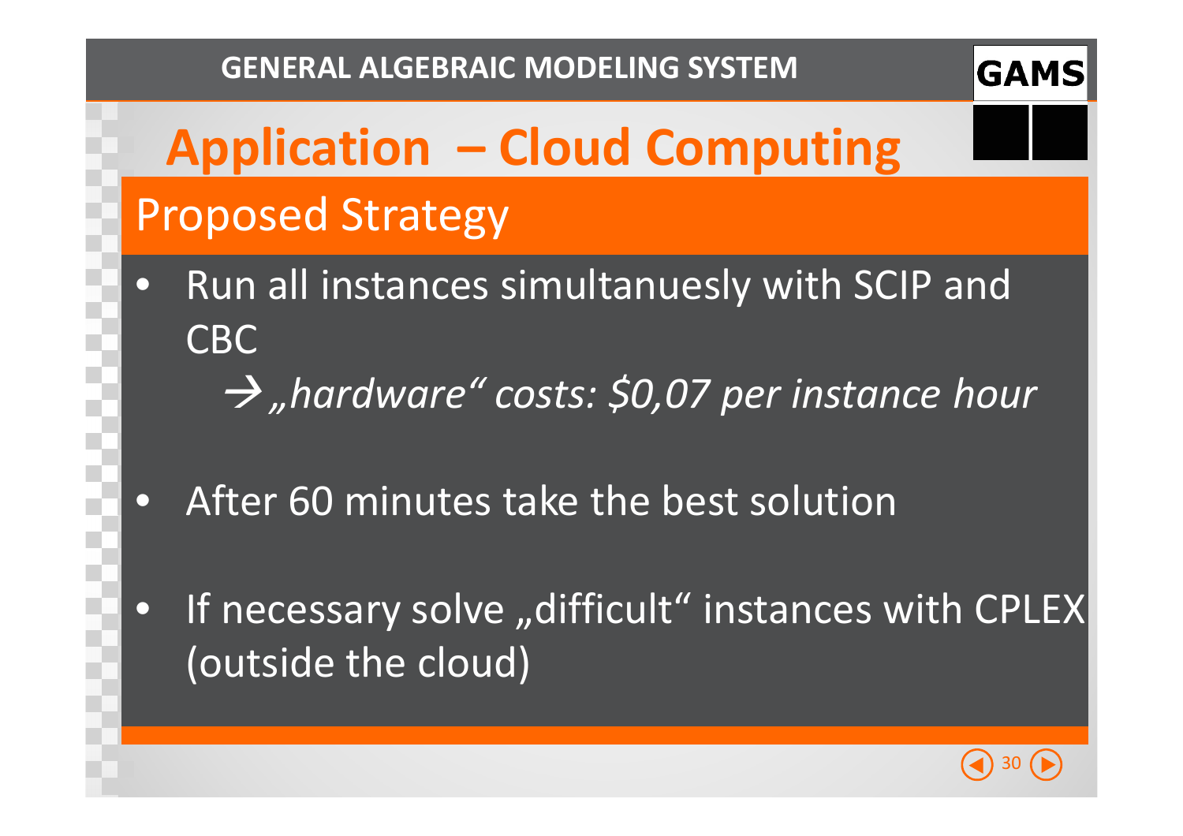# Application – Cloud Computing

## Proposed Strategy

- Run all instances simultanuesly with SCIP and CBC

  → *„hardware“ costs: $0,07 per instance hour*

- After 60 minutes take the best solution

- If necessary solve „difficult“ instances with CPLEX (outside the cloud)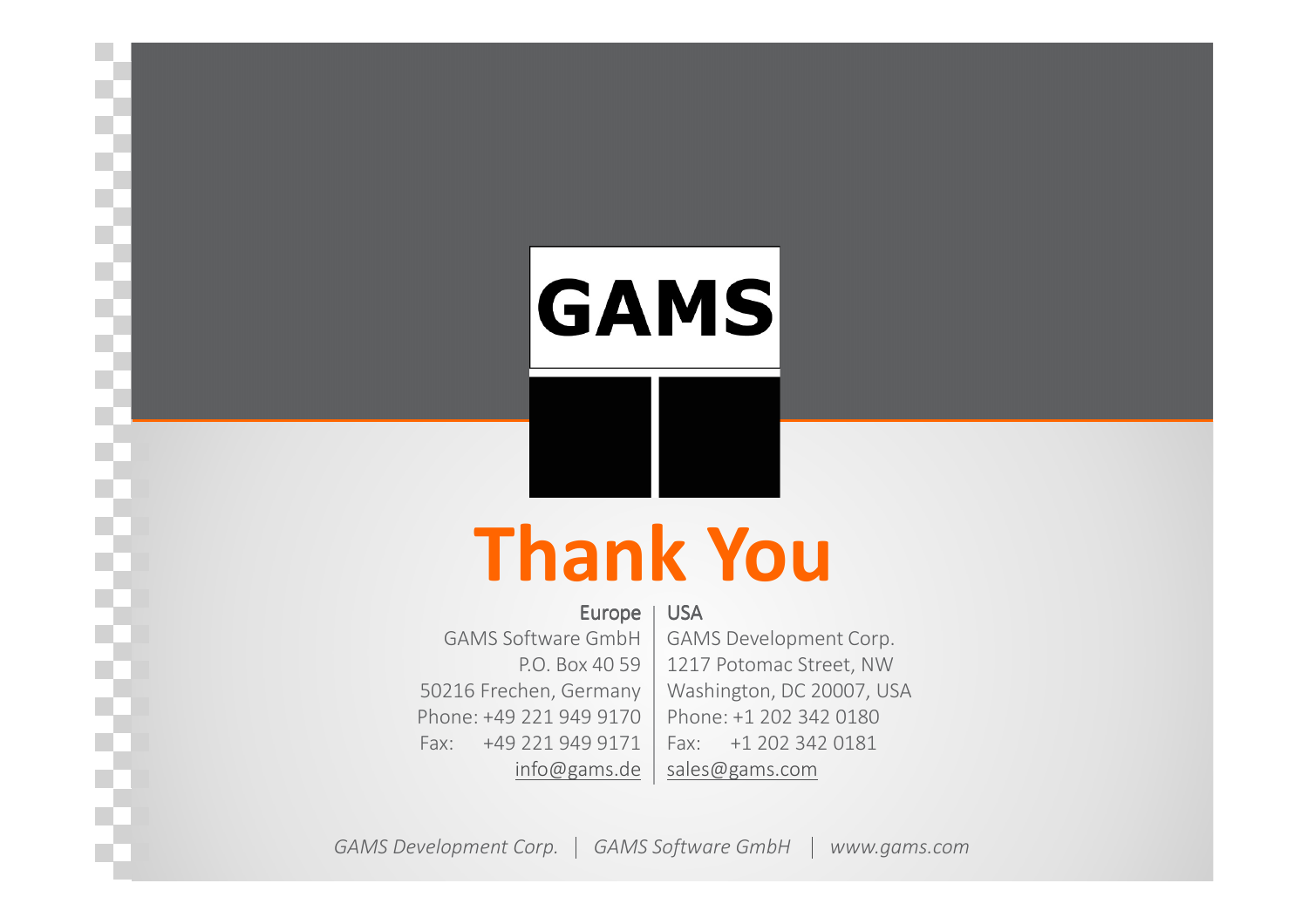GAMS

# Thank You

| Europe | USA |
|---|---|
| GAMS Software GmbH | GAMS Development Corp. |
| P.O. Box 40 59 | 1217 Potomac Street, NW |
| 50216 Frechen, Germany | Washington, DC 20007, USA |
| Phone: +49 221 949 9170 | Phone: +1 202 342 0180 |
| Fax: +49 221 949 9171 | Fax: +1 202 342 0181 |
| info@gams.de | sales@gams.com |

*GAMS Development Corp.* | *GAMS Software GmbH* | *www.gams.com*